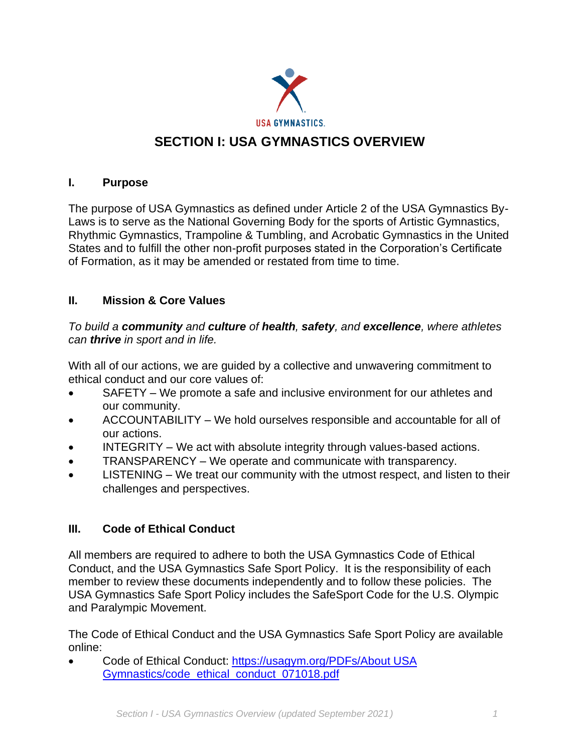USA GYMNASTICS.

# SECTION I: USA GYMNASTICS OVERVIEW

## I. Purpose

The purpose of USA Gymnastics as defined under Article 2 of the USA Gymnastics By-Laws is to serve as the National Governing Body for the sports of Artistic Gymnastics, Rhythmic Gymnastics, Trampoline & Tumbling, and Acrobatic Gymnastics in the United States and to fulfill the other non-profit purposes stated in the Corporation's Certificate of Formation, as it may be amended or restated from time to time.

## II. Mission & Core Values

*To build a **community** and **culture** of **health**, **safety**, and **excellence**, where athletes can **thrive** in sport and in life.*

With all of our actions, we are guided by a collective and unwavering commitment to ethical conduct and our core values of:

- SAFETY – We promote a safe and inclusive environment for our athletes and our community.
- ACCOUNTABILITY – We hold ourselves responsible and accountable for all of our actions.
- INTEGRITY – We act with absolute integrity through values-based actions.
- TRANSPARENCY – We operate and communicate with transparency.
- LISTENING – We treat our community with the utmost respect, and listen to their challenges and perspectives.

## III. Code of Ethical Conduct

All members are required to adhere to both the USA Gymnastics Code of Ethical Conduct, and the USA Gymnastics Safe Sport Policy. It is the responsibility of each member to review these documents independently and to follow these policies. The USA Gymnastics Safe Sport Policy includes the SafeSport Code for the U.S. Olympic and Paralympic Movement.

The Code of Ethical Conduct and the USA Gymnastics Safe Sport Policy are available online:

- Code of Ethical Conduct: https://usagym.org/PDFs/About USA Gymnastics/code_ethical_conduct_071018.pdf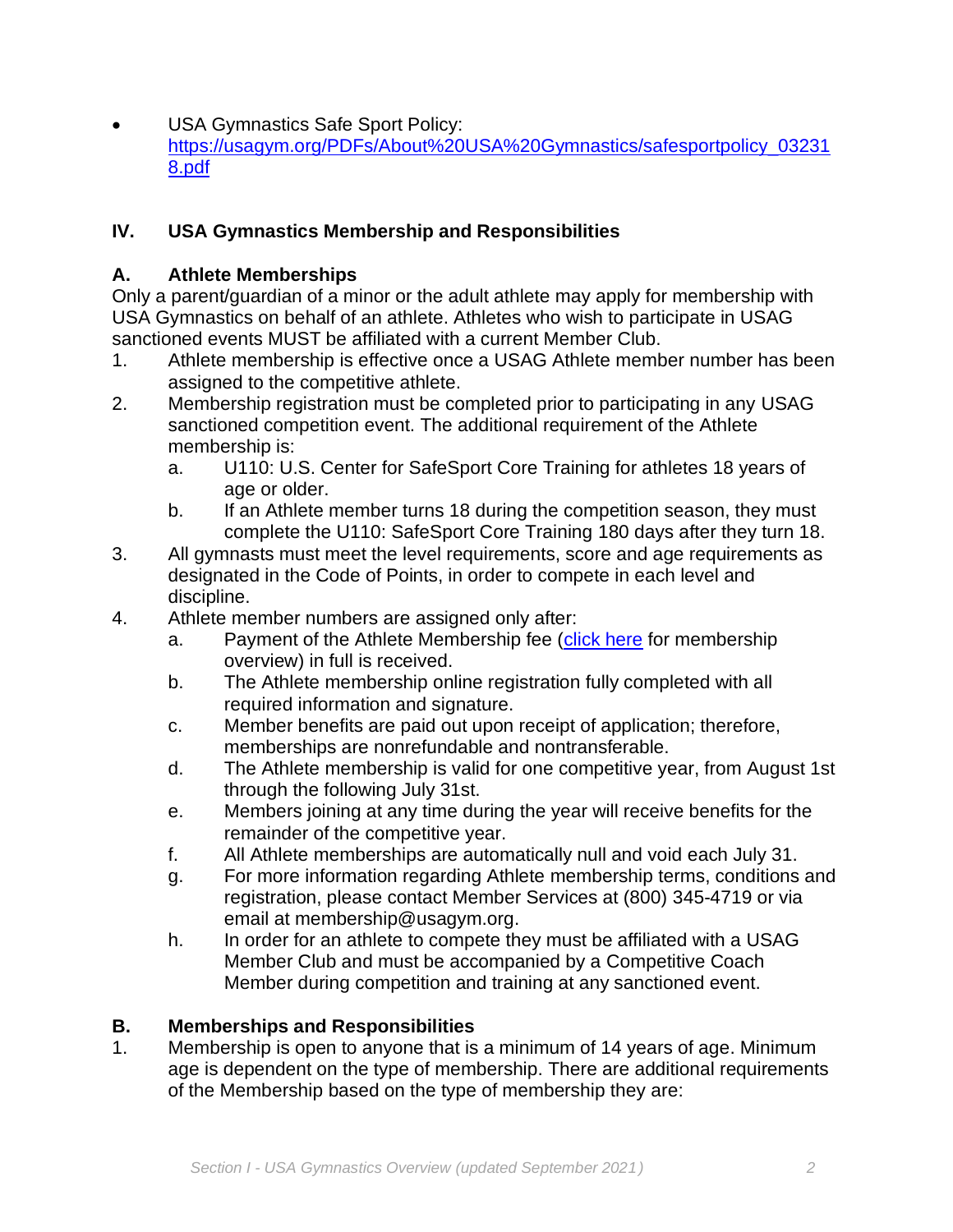- USA Gymnastics Safe Sport Policy: [https://usagym.org/PDFs/About%20USA%20Gymnastics/safesportpolicy_032318.pdf](https://usagym.org/PDFs/About%20USA%20Gymnastics/safesportpolicy_032318.pdf)

## IV. USA Gymnastics Membership and Responsibilities

### A. Athlete Memberships

Only a parent/guardian of a minor or the adult athlete may apply for membership with USA Gymnastics on behalf of an athlete. Athletes who wish to participate in USAG sanctioned events MUST be affiliated with a current Member Club.

1. Athlete membership is effective once a USAG Athlete member number has been assigned to the competitive athlete.
2. Membership registration must be completed prior to participating in any USAG sanctioned competition event. The additional requirement of the Athlete membership is:
   a. U110: U.S. Center for SafeSport Core Training for athletes 18 years of age or older.
   b. If an Athlete member turns 18 during the competition season, they must complete the U110: SafeSport Core Training 180 days after they turn 18.
3. All gymnasts must meet the level requirements, score and age requirements as designated in the Code of Points, in order to compete in each level and discipline.
4. Athlete member numbers are assigned only after:
   a. Payment of the Athlete Membership fee (click here for membership overview) in full is received.
   b. The Athlete membership online registration fully completed with all required information and signature.
   c. Member benefits are paid out upon receipt of application; therefore, memberships are nonrefundable and nontransferable.
   d. The Athlete membership is valid for one competitive year, from August 1st through the following July 31st.
   e. Members joining at any time during the year will receive benefits for the remainder of the competitive year.
   f. All Athlete memberships are automatically null and void each July 31.
   g. For more information regarding Athlete membership terms, conditions and registration, please contact Member Services at (800) 345-4719 or via email at membership@usagym.org.
   h. In order for an athlete to compete they must be affiliated with a USAG Member Club and must be accompanied by a Competitive Coach Member during competition and training at any sanctioned event.

### B. Memberships and Responsibilities

1. Membership is open to anyone that is a minimum of 14 years of age. Minimum age is dependent on the type of membership. There are additional requirements of the Membership based on the type of membership they are: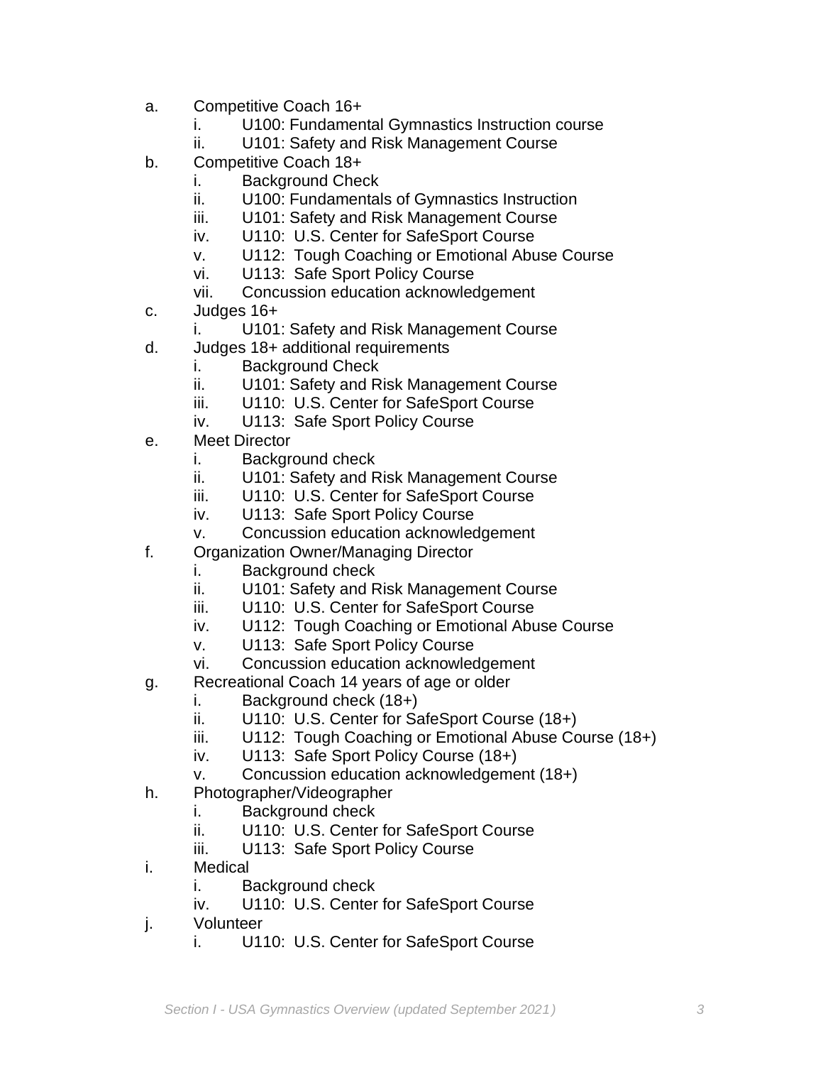a. Competitive Coach 16+
   i. U100: Fundamental Gymnastics Instruction course
   ii. U101: Safety and Risk Management Course
b. Competitive Coach 18+
   i. Background Check
   ii. U100: Fundamentals of Gymnastics Instruction
   iii. U101: Safety and Risk Management Course
   iv. U110: U.S. Center for SafeSport Course
   v. U112: Tough Coaching or Emotional Abuse Course
   vi. U113: Safe Sport Policy Course
   vii. Concussion education acknowledgement
c. Judges 16+
   i. U101: Safety and Risk Management Course
d. Judges 18+ additional requirements
   i. Background Check
   ii. U101: Safety and Risk Management Course
   iii. U110: U.S. Center for SafeSport Course
   iv. U113: Safe Sport Policy Course
e. Meet Director
   i. Background check
   ii. U101: Safety and Risk Management Course
   iii. U110: U.S. Center for SafeSport Course
   iv. U113: Safe Sport Policy Course
   v. Concussion education acknowledgement
f. Organization Owner/Managing Director
   i. Background check
   ii. U101: Safety and Risk Management Course
   iii. U110: U.S. Center for SafeSport Course
   iv. U112: Tough Coaching or Emotional Abuse Course
   v. U113: Safe Sport Policy Course
   vi. Concussion education acknowledgement
g. Recreational Coach 14 years of age or older
   i. Background check (18+)
   ii. U110: U.S. Center for SafeSport Course (18+)
   iii. U112: Tough Coaching or Emotional Abuse Course (18+)
   iv. U113: Safe Sport Policy Course (18+)
   v. Concussion education acknowledgement (18+)
h. Photographer/Videographer
   i. Background check
   ii. U110: U.S. Center for SafeSport Course
   iii. U113: Safe Sport Policy Course
i. Medical
   i. Background check
   iv. U110: U.S. Center for SafeSport Course
j. Volunteer
   i. U110: U.S. Center for SafeSport Course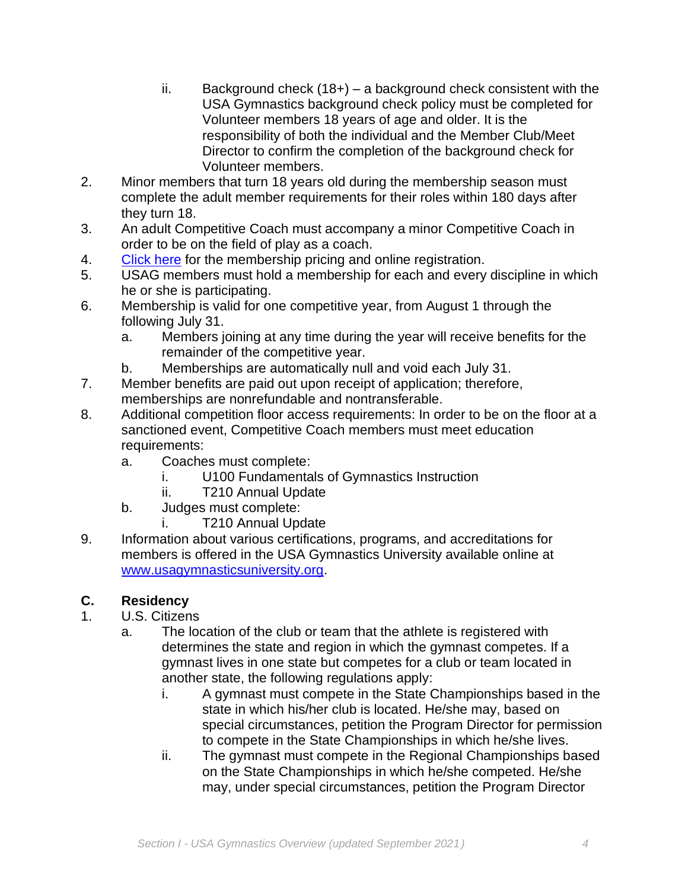ii. Background check (18+) – a background check consistent with the USA Gymnastics background check policy must be completed for Volunteer members 18 years of age and older. It is the responsibility of both the individual and the Member Club/Meet Director to confirm the completion of the background check for Volunteer members.

2. Minor members that turn 18 years old during the membership season must complete the adult member requirements for their roles within 180 days after they turn 18.
3. An adult Competitive Coach must accompany a minor Competitive Coach in order to be on the field of play as a coach.
4. Click here for the membership pricing and online registration.
5. USAG members must hold a membership for each and every discipline in which he or she is participating.
6. Membership is valid for one competitive year, from August 1 through the following July 31.
   a. Members joining at any time during the year will receive benefits for the remainder of the competitive year.
   b. Memberships are automatically null and void each July 31.
7. Member benefits are paid out upon receipt of application; therefore, memberships are nonrefundable and nontransferable.
8. Additional competition floor access requirements: In order to be on the floor at a sanctioned event, Competitive Coach members must meet education requirements:
   a. Coaches must complete:
      i. U100 Fundamentals of Gymnastics Instruction
      ii. T210 Annual Update
   b. Judges must complete:
      i. T210 Annual Update
9. Information about various certifications, programs, and accreditations for members is offered in the USA Gymnastics University available online at www.usagymnasticsuniversity.org.

## C. Residency

1. U.S. Citizens
   a. The location of the club or team that the athlete is registered with determines the state and region in which the gymnast competes. If a gymnast lives in one state but competes for a club or team located in another state, the following regulations apply:
      i. A gymnast must compete in the State Championships based in the state in which his/her club is located. He/she may, based on special circumstances, petition the Program Director for permission to compete in the State Championships in which he/she lives.
      ii. The gymnast must compete in the Regional Championships based on the State Championships in which he/she competed. He/she may, under special circumstances, petition the Program Director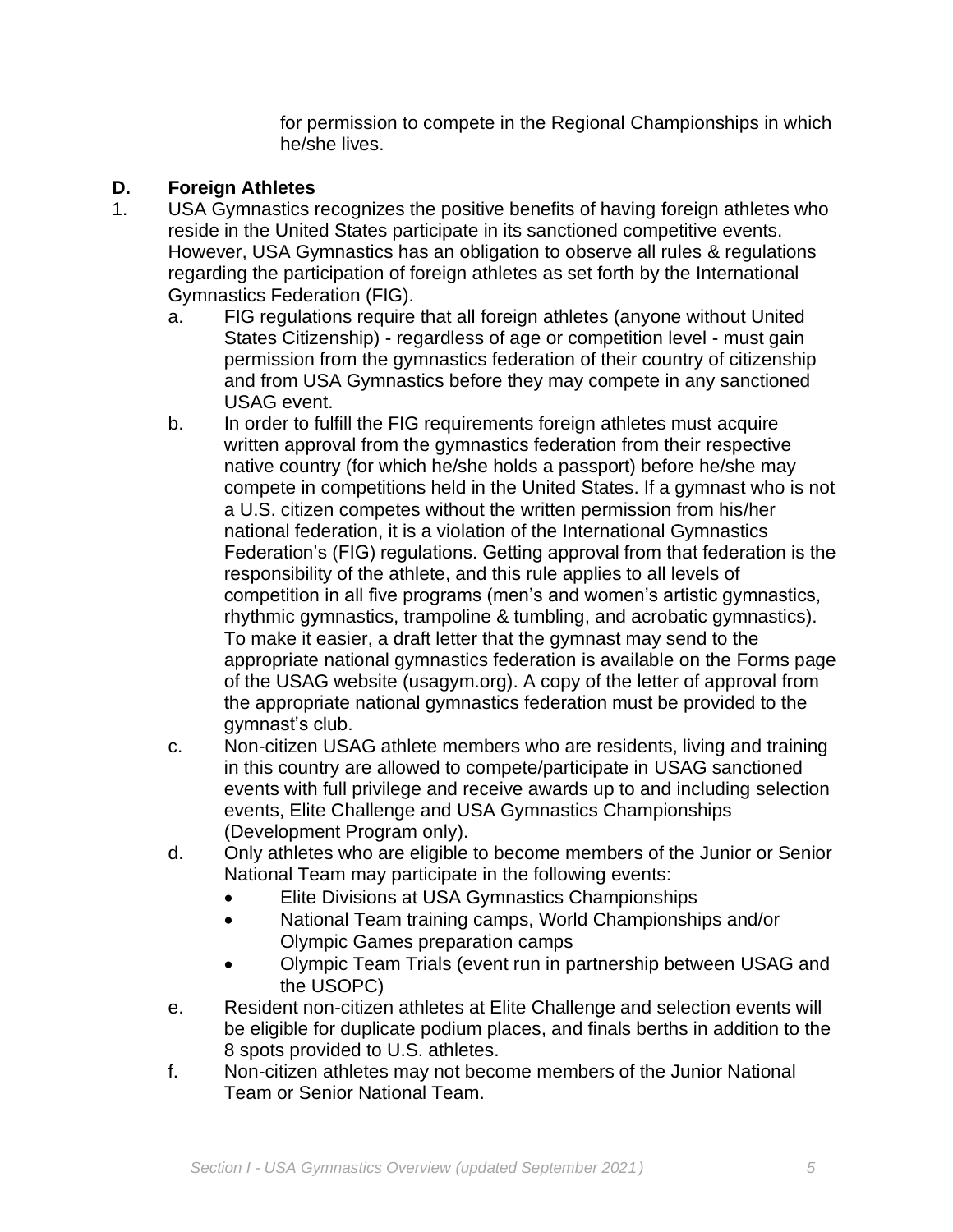for permission to compete in the Regional Championships in which he/she lives.

## D. Foreign Athletes

1. USA Gymnastics recognizes the positive benefits of having foreign athletes who reside in the United States participate in its sanctioned competitive events. However, USA Gymnastics has an obligation to observe all rules & regulations regarding the participation of foreign athletes as set forth by the International Gymnastics Federation (FIG).
   a. FIG regulations require that all foreign athletes (anyone without United States Citizenship) - regardless of age or competition level - must gain permission from the gymnastics federation of their country of citizenship and from USA Gymnastics before they may compete in any sanctioned USAG event.
   b. In order to fulfill the FIG requirements foreign athletes must acquire written approval from the gymnastics federation from their respective native country (for which he/she holds a passport) before he/she may compete in competitions held in the United States. If a gymnast who is not a U.S. citizen competes without the written permission from his/her national federation, it is a violation of the International Gymnastics Federation's (FIG) regulations. Getting approval from that federation is the responsibility of the athlete, and this rule applies to all levels of competition in all five programs (men's and women's artistic gymnastics, rhythmic gymnastics, trampoline & tumbling, and acrobatic gymnastics). To make it easier, a draft letter that the gymnast may send to the appropriate national gymnastics federation is available on the Forms page of the USAG website (usagym.org). A copy of the letter of approval from the appropriate national gymnastics federation must be provided to the gymnast's club.
   c. Non-citizen USAG athlete members who are residents, living and training in this country are allowed to compete/participate in USAG sanctioned events with full privilege and receive awards up to and including selection events, Elite Challenge and USA Gymnastics Championships (Development Program only).
   d. Only athletes who are eligible to become members of the Junior or Senior National Team may participate in the following events:
      - Elite Divisions at USA Gymnastics Championships
      - National Team training camps, World Championships and/or Olympic Games preparation camps
      - Olympic Team Trials (event run in partnership between USAG and the USOPC)
   e. Resident non-citizen athletes at Elite Challenge and selection events will be eligible for duplicate podium places, and finals berths in addition to the 8 spots provided to U.S. athletes.
   f. Non-citizen athletes may not become members of the Junior National Team or Senior National Team.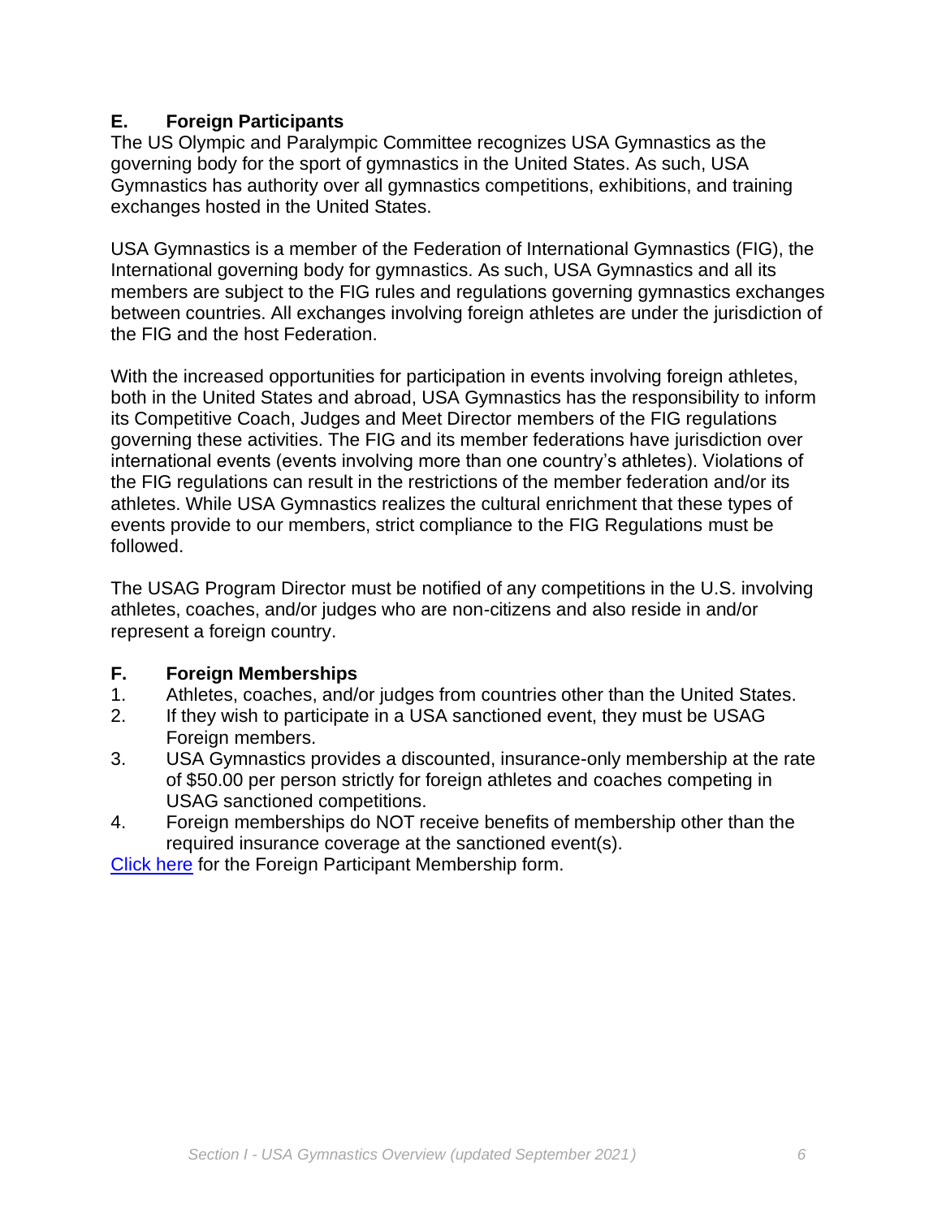## E. Foreign Participants

The US Olympic and Paralympic Committee recognizes USA Gymnastics as the governing body for the sport of gymnastics in the United States. As such, USA Gymnastics has authority over all gymnastics competitions, exhibitions, and training exchanges hosted in the United States.

USA Gymnastics is a member of the Federation of International Gymnastics (FIG), the International governing body for gymnastics. As such, USA Gymnastics and all its members are subject to the FIG rules and regulations governing gymnastics exchanges between countries. All exchanges involving foreign athletes are under the jurisdiction of the FIG and the host Federation.

With the increased opportunities for participation in events involving foreign athletes, both in the United States and abroad, USA Gymnastics has the responsibility to inform its Competitive Coach, Judges and Meet Director members of the FIG regulations governing these activities. The FIG and its member federations have jurisdiction over international events (events involving more than one country's athletes). Violations of the FIG regulations can result in the restrictions of the member federation and/or its athletes. While USA Gymnastics realizes the cultural enrichment that these types of events provide to our members, strict compliance to the FIG Regulations must be followed.

The USAG Program Director must be notified of any competitions in the U.S. involving athletes, coaches, and/or judges who are non-citizens and also reside in and/or represent a foreign country.

## F. Foreign Memberships

1. Athletes, coaches, and/or judges from countries other than the United States.
2. If they wish to participate in a USA sanctioned event, they must be USAG Foreign members.
3. USA Gymnastics provides a discounted, insurance-only membership at the rate of $50.00 per person strictly for foreign athletes and coaches competing in USAG sanctioned competitions.
4. Foreign memberships do NOT receive benefits of membership other than the required insurance coverage at the sanctioned event(s).

Click here for the Foreign Participant Membership form.